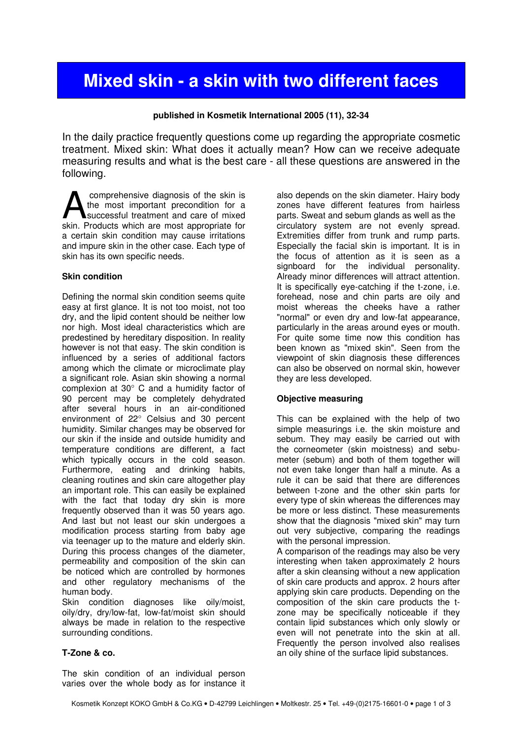# Mixed skin - a skin with two different faces

**published in Kosmetik International 2005 (11), 32-34**

In the daily practice frequently questions come up regarding the appropriate cosmetic treatment. Mixed skin: What does it actually mean? How can we receive adequate measuring results and what is the best care - all these questions are answered in the following.

A comprehensive diagnosis of the skin is the most important precondition for a successful treatment and care of mixed skin. Products which are most appropriate for a certain skin condition may cause irritations and impure skin in the other case. Each type of skin has its own specific needs.

### Skin condition

Defining the normal skin condition seems quite easy at first glance. It is not too moist, not too dry, and the lipid content should be neither low nor high. Most ideal characteristics which are predestined by hereditary disposition. In reality however is not that easy. The skin condition is influenced by a series of additional factors among which the climate or microclimate play a significant role. Asian skin showing a normal complexion at 30° C and a humidity factor of 90 percent may be completely dehydrated after several hours in an air-conditioned environment of 22° Celsius and 30 percent humidity. Similar changes may be observed for our skin if the inside and outside humidity and temperature conditions are different, a fact which typically occurs in the cold season. Furthermore, eating and drinking habits, cleaning routines and skin care altogether play an important role. This can easily be explained with the fact that today dry skin is more frequently observed than it was 50 years ago. And last but not least our skin undergoes a modification process starting from baby age via teenager up to the mature and elderly skin. During this process changes of the diameter, permeability and composition of the skin can be noticed which are controlled by hormones and other regulatory mechanisms of the human body.

Skin condition diagnoses like oily/moist, oily/dry, dry/low-fat, low-fat/moist skin should always be made in relation to the respective surrounding conditions.

### T-Zone & co.

The skin condition of an individual person varies over the whole body as for instance it also depends on the skin diameter. Hairy body zones have different features from hairless parts. Sweat and sebum glands as well as the circulatory system are not evenly spread. Extremities differ from trunk and rump parts. Especially the facial skin is important. It is in the focus of attention as it is seen as a signboard for the individual personality. Already minor differences will attract attention. It is specifically eye-catching if the t-zone, i.e. forehead, nose and chin parts are oily and moist whereas the cheeks have a rather "normal" or even dry and low-fat appearance, particularly in the areas around eyes or mouth. For quite some time now this condition has been known as "mixed skin". Seen from the viewpoint of skin diagnosis these differences can also be observed on normal skin, however they are less developed.

### Objective measuring

This can be explained with the help of two simple measurings i.e. the skin moisture and sebum. They may easily be carried out with the corneometer (skin moistness) and sebumeter (sebum) and both of them together will not even take longer than half a minute. As a rule it can be said that there are differences between t-zone and the other skin parts for every type of skin whereas the differences may be more or less distinct. These measurements show that the diagnosis "mixed skin" may turn out very subjective, comparing the readings with the personal impression.

A comparison of the readings may also be very interesting when taken approximately 2 hours after a skin cleansing without a new application of skin care products and approx. 2 hours after applying skin care products. Depending on the composition of the skin care products the t-zone may be specifically noticeable if they contain lipid substances which only slowly or even will not penetrate into the skin at all. Frequently the person involved also realises an oily shine of the surface lipid substances.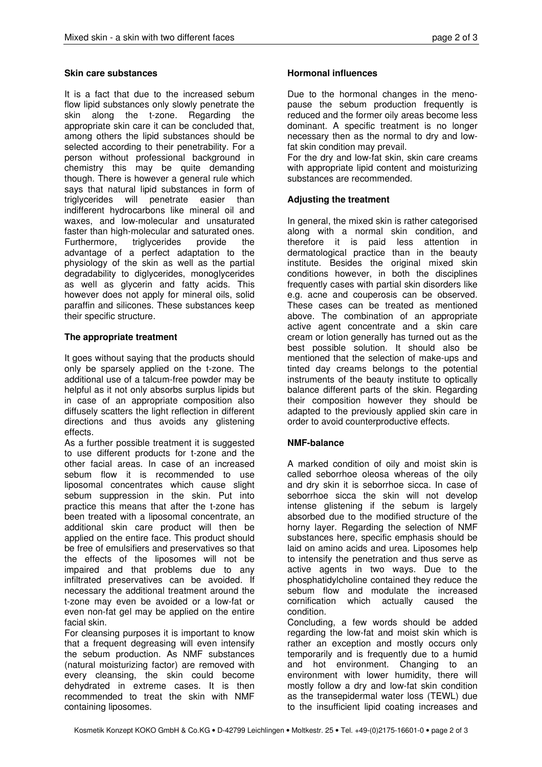### Skin care substances

It is a fact that due to the increased sebum flow lipid substances only slowly penetrate the skin along the t-zone. Regarding the appropriate skin care it can be concluded that, among others the lipid substances should be selected according to their penetrability. For a person without professional background in chemistry this may be quite demanding though. There is however a general rule which says that natural lipid substances in form of triglycerides will penetrate easier than indifferent hydrocarbons like mineral oil and waxes, and low-molecular and unsaturated faster than high-molecular and saturated ones. Furthermore, triglycerides provide the advantage of a perfect adaptation to the physiology of the skin as well as the partial degradability to diglycerides, monoglycerides as well as glycerin and fatty acids. This however does not apply for mineral oils, solid paraffin and silicones. These substances keep their specific structure.

### The appropriate treatment

It goes without saying that the products should only be sparsely applied on the t-zone. The additional use of a talcum-free powder may be helpful as it not only absorbs surplus lipids but in case of an appropriate composition also diffusely scatters the light reflection in different directions and thus avoids any glistening effects.

As a further possible treatment it is suggested to use different products for t-zone and the other facial areas. In case of an increased sebum flow it is recommended to use liposomal concentrates which cause slight sebum suppression in the skin. Put into practice this means that after the t-zone has been treated with a liposomal concentrate, an additional skin care product will then be applied on the entire face. This product should be free of emulsifiers and preservatives so that the effects of the liposomes will not be impaired and that problems due to any infiltrated preservatives can be avoided. If necessary the additional treatment around the t-zone may even be avoided or a low-fat or even non-fat gel may be applied on the entire facial skin.

For cleansing purposes it is important to know that a frequent degreasing will even intensify the sebum production. As NMF substances (natural moisturizing factor) are removed with every cleansing, the skin could become dehydrated in extreme cases. It is then recommended to treat the skin with NMF containing liposomes.

### Hormonal influences

Due to the hormonal changes in the menopause the sebum production frequently is reduced and the former oily areas become less dominant. A specific treatment is no longer necessary then as the normal to dry and low-fat skin condition may prevail.

For the dry and low-fat skin, skin care creams with appropriate lipid content and moisturizing substances are recommended.

### Adjusting the treatment

In general, the mixed skin is rather categorised along with a normal skin condition, and therefore it is paid less attention in dermatological practice than in the beauty institute. Besides the original mixed skin conditions however, in both the disciplines frequently cases with partial skin disorders like e.g. acne and couperosis can be observed. These cases can be treated as mentioned above. The combination of an appropriate active agent concentrate and a skin care cream or lotion generally has turned out as the best possible solution. It should also be mentioned that the selection of make-ups and tinted day creams belongs to the potential instruments of the beauty institute to optically balance different parts of the skin. Regarding their composition however they should be adapted to the previously applied skin care in order to avoid counterproductive effects.

### NMF-balance

A marked condition of oily and moist skin is called seborrhoe oleosa whereas of the oily and dry skin it is seborrhoe sicca. In case of seborrhoe sicca the skin will not develop intense glistening if the sebum is largely absorbed due to the modified structure of the horny layer. Regarding the selection of NMF substances here, specific emphasis should be laid on amino acids and urea. Liposomes help to intensify the penetration and thus serve as active agents in two ways. Due to the phosphatidylcholine contained they reduce the sebum flow and modulate the increased cornification which actually caused the condition.

Concluding, a few words should be added regarding the low-fat and moist skin which is rather an exception and mostly occurs only temporarily and is frequently due to a humid and hot environment. Changing to an environment with lower humidity, there will mostly follow a dry and low-fat skin condition as the transepidermal water loss (TEWL) due to the insufficient lipid coating increases and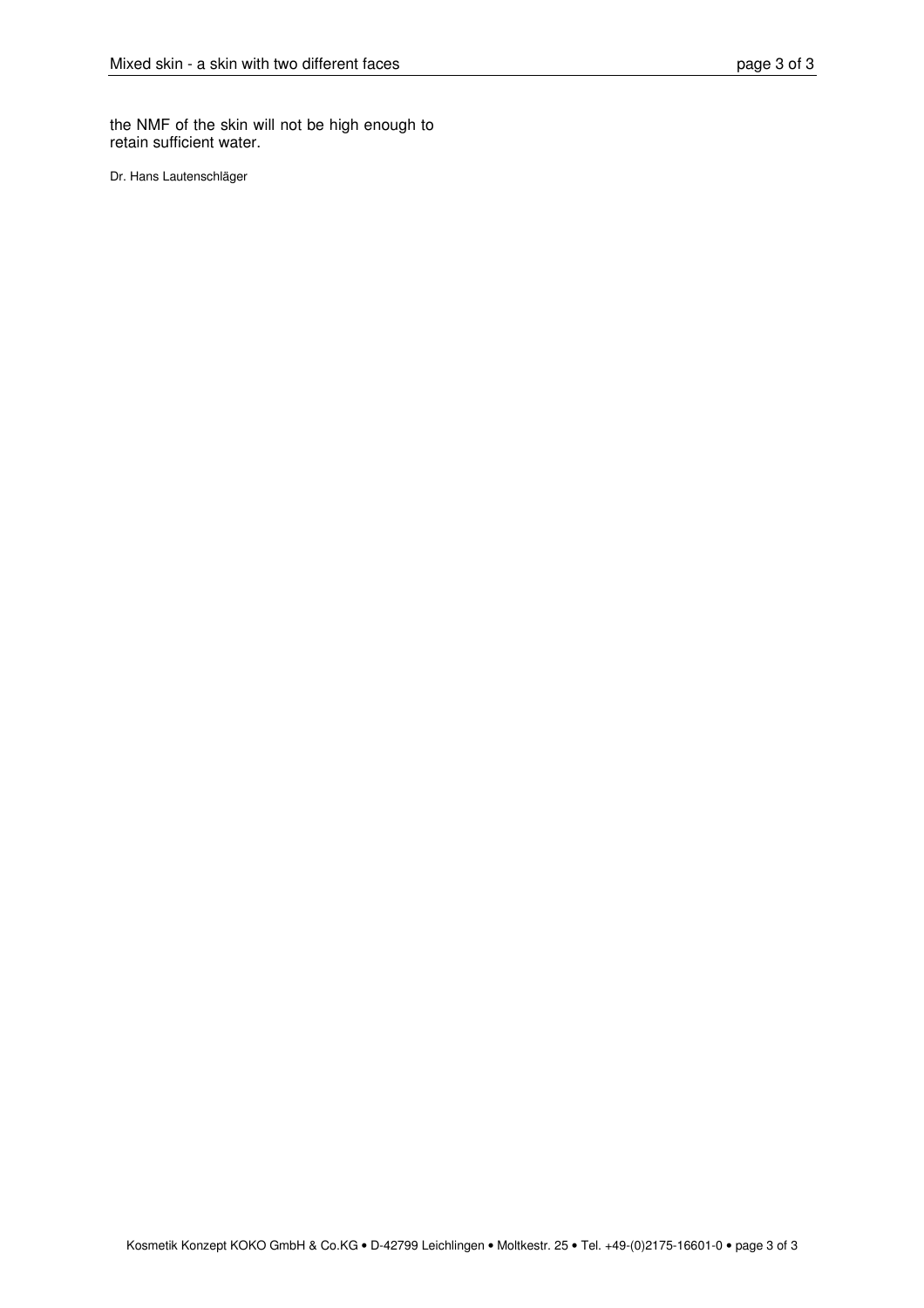the NMF of the skin will not be high enough to retain sufficient water.

Dr. Hans Lautenschläger